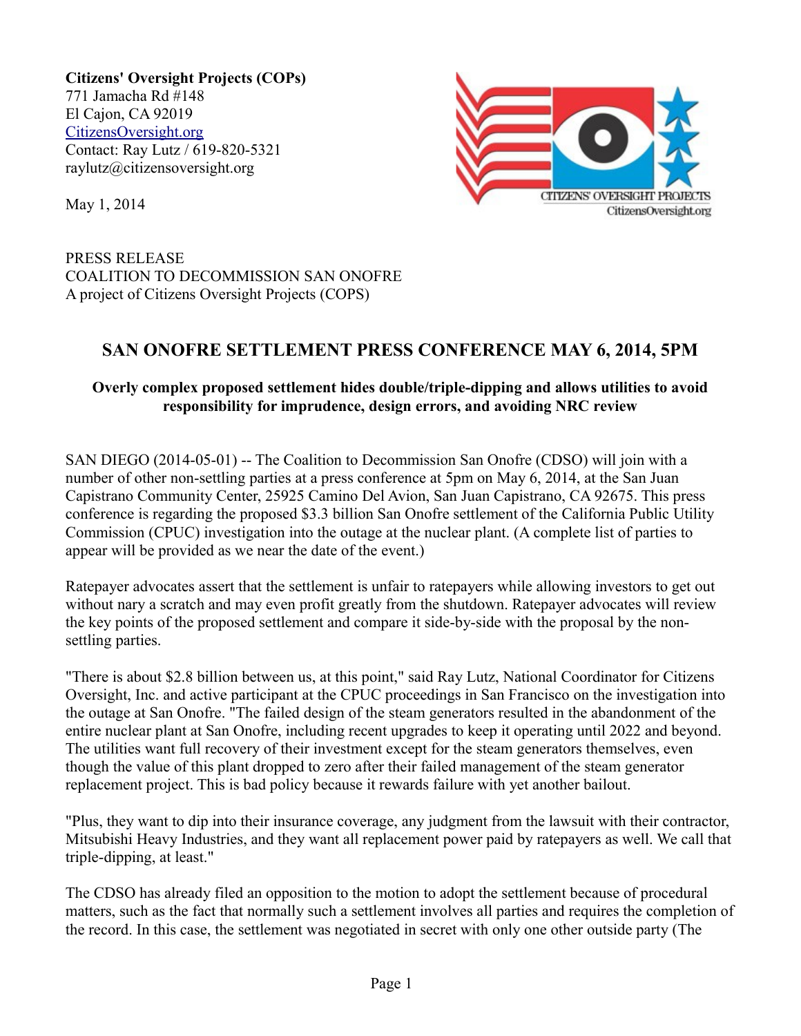**Citizens' Oversight Projects (COPs)**
771 Jamacha Rd #148
El Cajon, CA 92019
CitizensOversight.org
Contact: Ray Lutz / 619-820-5321
raylutz@citizensoversight.org

May 1, 2014

PRESS RELEASE
COALITION TO DECOMMISSION SAN ONOFRE
A project of Citizens Oversight Projects (COPS)

## SAN ONOFRE SETTLEMENT PRESS CONFERENCE MAY 6, 2014, 5PM

**Overly complex proposed settlement hides double/triple-dipping and allows utilities to avoid responsibility for imprudence, design errors, and avoiding NRC review**

SAN DIEGO (2014-05-01) -- The Coalition to Decommission San Onofre (CDSO) will join with a number of other non-settling parties at a press conference at 5pm on May 6, 2014, at the San Juan Capistrano Community Center, 25925 Camino Del Avion, San Juan Capistrano, CA 92675. This press conference is regarding the proposed $3.3 billion San Onofre settlement of the California Public Utility Commission (CPUC) investigation into the outage at the nuclear plant. (A complete list of parties to appear will be provided as we near the date of the event.)

Ratepayer advocates assert that the settlement is unfair to ratepayers while allowing investors to get out without nary a scratch and may even profit greatly from the shutdown. Ratepayer advocates will review the key points of the proposed settlement and compare it side-by-side with the proposal by the non-settling parties.

"There is about $2.8 billion between us, at this point," said Ray Lutz, National Coordinator for Citizens Oversight, Inc. and active participant at the CPUC proceedings in San Francisco on the investigation into the outage at San Onofre. "The failed design of the steam generators resulted in the abandonment of the entire nuclear plant at San Onofre, including recent upgrades to keep it operating until 2022 and beyond. The utilities want full recovery of their investment except for the steam generators themselves, even though the value of this plant dropped to zero after their failed management of the steam generator replacement project. This is bad policy because it rewards failure with yet another bailout.

"Plus, they want to dip into their insurance coverage, any judgment from the lawsuit with their contractor, Mitsubishi Heavy Industries, and they want all replacement power paid by ratepayers as well. We call that triple-dipping, at least."

The CDSO has already filed an opposition to the motion to adopt the settlement because of procedural matters, such as the fact that normally such a settlement involves all parties and requires the completion of the record. In this case, the settlement was negotiated in secret with only one other outside party (The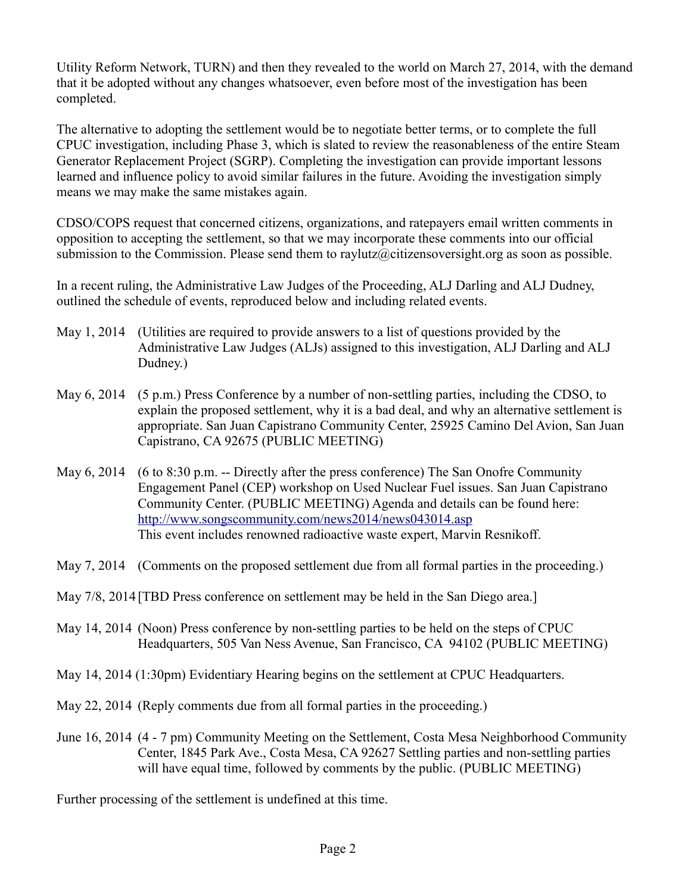Utility Reform Network, TURN) and then they revealed to the world on March 27, 2014, with the demand that it be adopted without any changes whatsoever, even before most of the investigation has been completed.

The alternative to adopting the settlement would be to negotiate better terms, or to complete the full CPUC investigation, including Phase 3, which is slated to review the reasonableness of the entire Steam Generator Replacement Project (SGRP). Completing the investigation can provide important lessons learned and influence policy to avoid similar failures in the future. Avoiding the investigation simply means we may make the same mistakes again.

CDSO/COPS request that concerned citizens, organizations, and ratepayers email written comments in opposition to accepting the settlement, so that we may incorporate these comments into our official submission to the Commission. Please send them to raylutz@citizensoversight.org as soon as possible.

In a recent ruling, the Administrative Law Judges of the Proceeding, ALJ Darling and ALJ Dudney, outlined the schedule of events, reproduced below and including related events.

May 1, 2014 (Utilities are required to provide answers to a list of questions provided by the Administrative Law Judges (ALJs) assigned to this investigation, ALJ Darling and ALJ Dudney.)

May 6, 2014 (5 p.m.) Press Conference by a number of non-settling parties, including the CDSO, to explain the proposed settlement, why it is a bad deal, and why an alternative settlement is appropriate. San Juan Capistrano Community Center, 25925 Camino Del Avion, San Juan Capistrano, CA 92675 (PUBLIC MEETING)

May 6, 2014 (6 to 8:30 p.m. -- Directly after the press conference) The San Onofre Community Engagement Panel (CEP) workshop on Used Nuclear Fuel issues. San Juan Capistrano Community Center. (PUBLIC MEETING) Agenda and details can be found here: http://www.songscommunity.com/news2014/news043014.asp
This event includes renowned radioactive waste expert, Marvin Resnikoff.

May 7, 2014 (Comments on the proposed settlement due from all formal parties in the proceeding.)

May 7/8, 2014 [TBD Press conference on settlement may be held in the San Diego area.]

May 14, 2014 (Noon) Press conference by non-settling parties to be held on the steps of CPUC Headquarters, 505 Van Ness Avenue, San Francisco, CA 94102 (PUBLIC MEETING)

May 14, 2014 (1:30pm) Evidentiary Hearing begins on the settlement at CPUC Headquarters.

May 22, 2014 (Reply comments due from all formal parties in the proceeding.)

June 16, 2014 (4 - 7 pm) Community Meeting on the Settlement, Costa Mesa Neighborhood Community Center, 1845 Park Ave., Costa Mesa, CA 92627 Settling parties and non-settling parties will have equal time, followed by comments by the public. (PUBLIC MEETING)

Further processing of the settlement is undefined at this time.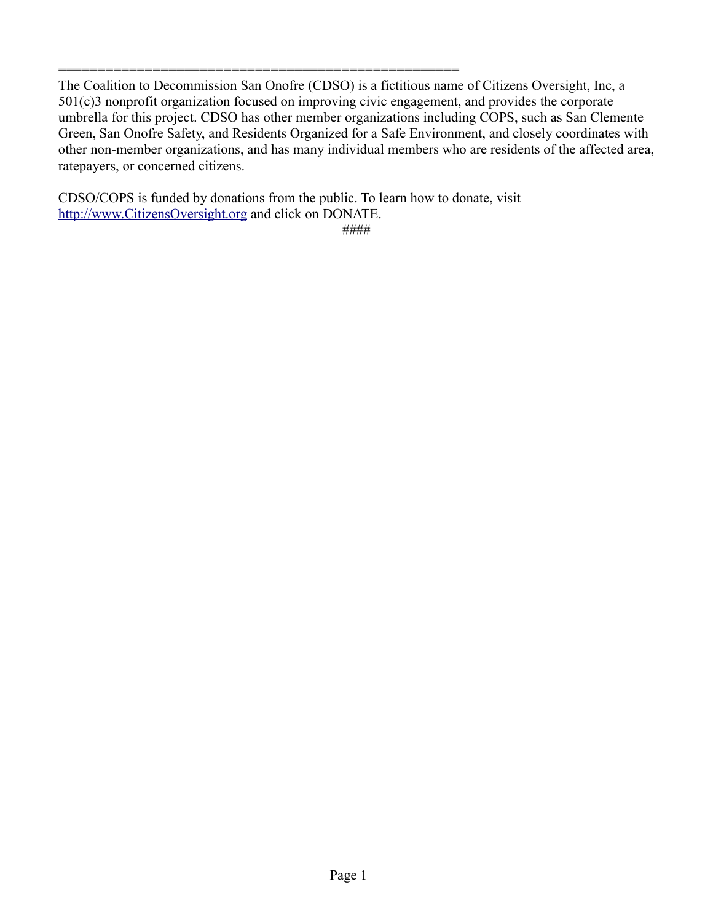==================================================

The Coalition to Decommission San Onofre (CDSO) is a fictitious name of Citizens Oversight, Inc, a 501(c)3 nonprofit organization focused on improving civic engagement, and provides the corporate umbrella for this project. CDSO has other member organizations including COPS, such as San Clemente Green, San Onofre Safety, and Residents Organized for a Safe Environment, and closely coordinates with other non-member organizations, and has many individual members who are residents of the affected area, ratepayers, or concerned citizens.

CDSO/COPS is funded by donations from the public. To learn how to donate, visit http://www.CitizensOversight.org and click on DONATE.

####